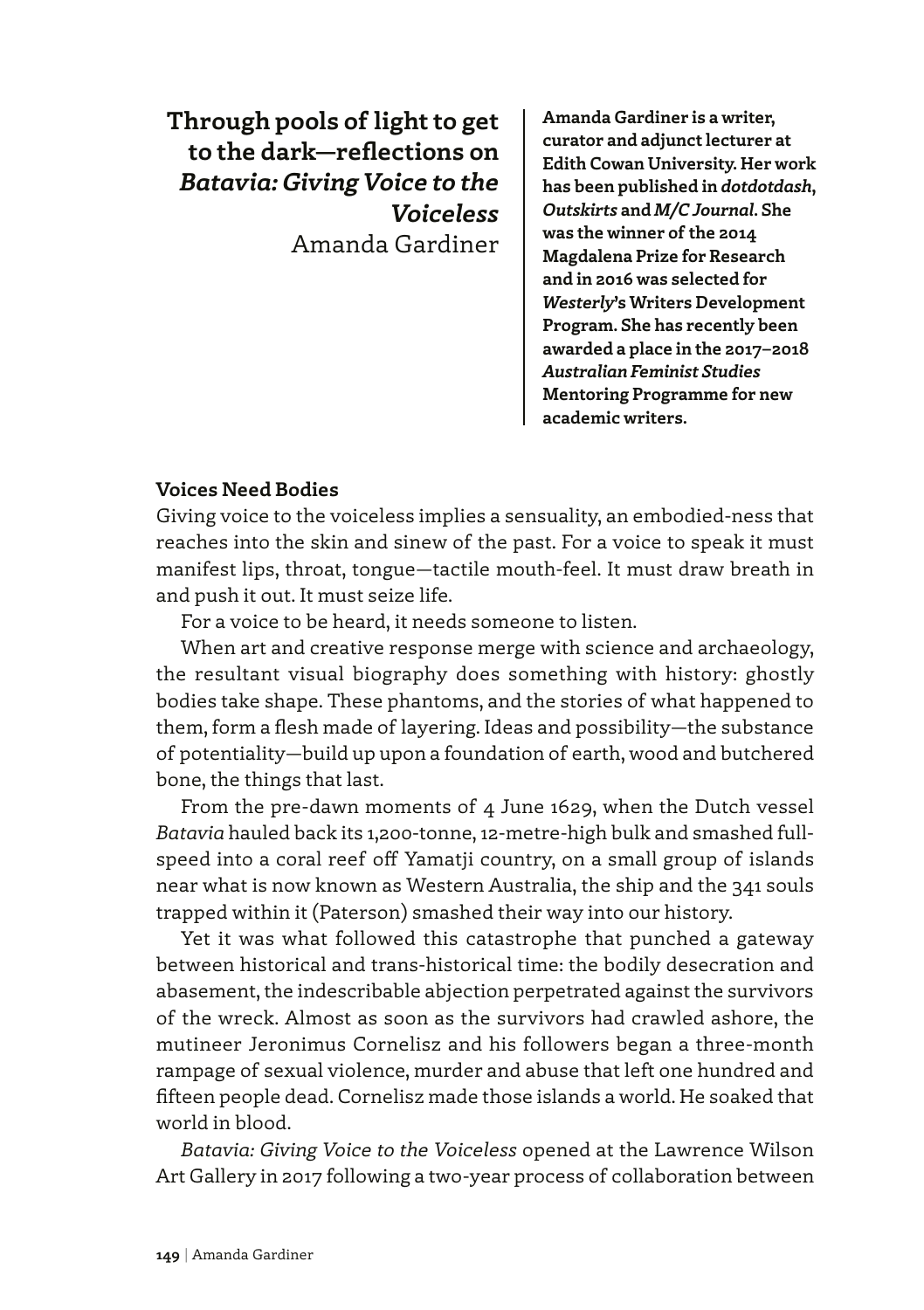# Through pools of light to get to the dark—reflections on *Batavia: Giving Voice to the Voiceless*

Amanda Gardiner

**Amanda Gardiner is a writer, curator and adjunct lecturer at Edith Cowan University. Her work has been published in *dotdotdash*, *Outskirts* and *M/C Journal*. She was the winner of the 2014 Magdalena Prize for Research and in 2016 was selected for *Westerly*'s Writers Development Program. She has recently been awarded a place in the 2017–2018 *Australian Feminist Studies* Mentoring Programme for new academic writers.**

## Voices Need Bodies

Giving voice to the voiceless implies a sensuality, an embodied-ness that reaches into the skin and sinew of the past. For a voice to speak it must manifest lips, throat, tongue—tactile mouth-feel. It must draw breath in and push it out. It must seize life.

For a voice to be heard, it needs someone to listen.

When art and creative response merge with science and archaeology, the resultant visual biography does something with history: ghostly bodies take shape. These phantoms, and the stories of what happened to them, form a flesh made of layering. Ideas and possibility—the substance of potentiality—build up upon a foundation of earth, wood and butchered bone, the things that last.

From the pre-dawn moments of 4 June 1629, when the Dutch vessel *Batavia* hauled back its 1,200-tonne, 12-metre-high bulk and smashed full-speed into a coral reef off Yamatji country, on a small group of islands near what is now known as Western Australia, the ship and the 341 souls trapped within it (Paterson) smashed their way into our history.

Yet it was what followed this catastrophe that punched a gateway between historical and trans-historical time: the bodily desecration and abasement, the indescribable abjection perpetrated against the survivors of the wreck. Almost as soon as the survivors had crawled ashore, the mutineer Jeronimus Cornelisz and his followers began a three-month rampage of sexual violence, murder and abuse that left one hundred and fifteen people dead. Cornelisz made those islands a world. He soaked that world in blood.

*Batavia: Giving Voice to the Voiceless* opened at the Lawrence Wilson Art Gallery in 2017 following a two-year process of collaboration between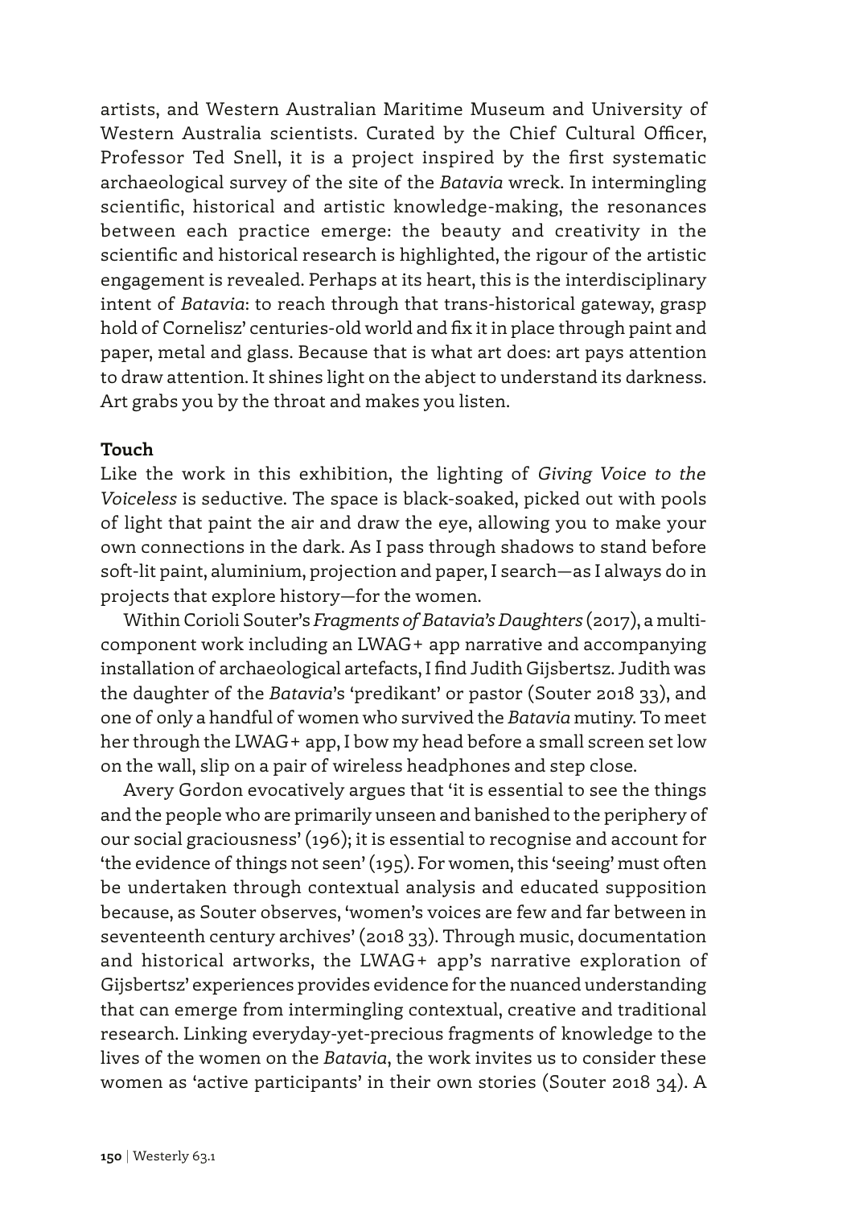artists, and Western Australian Maritime Museum and University of Western Australia scientists. Curated by the Chief Cultural Officer, Professor Ted Snell, it is a project inspired by the first systematic archaeological survey of the site of the *Batavia* wreck. In intermingling scientific, historical and artistic knowledge-making, the resonances between each practice emerge: the beauty and creativity in the scientific and historical research is highlighted, the rigour of the artistic engagement is revealed. Perhaps at its heart, this is the interdisciplinary intent of *Batavia*: to reach through that trans-historical gateway, grasp hold of Cornelisz' centuries-old world and fix it in place through paint and paper, metal and glass. Because that is what art does: art pays attention to draw attention. It shines light on the abject to understand its darkness. Art grabs you by the throat and makes you listen.

**Touch**

Like the work in this exhibition, the lighting of *Giving Voice to the Voiceless* is seductive. The space is black-soaked, picked out with pools of light that paint the air and draw the eye, allowing you to make your own connections in the dark. As I pass through shadows to stand before soft-lit paint, aluminium, projection and paper, I search—as I always do in projects that explore history—for the women.

Within Corioli Souter's *Fragments of Batavia's Daughters* (2017), a multi-component work including an LWAG+ app narrative and accompanying installation of archaeological artefacts, I find Judith Gijsbertsz. Judith was the daughter of the *Batavia*'s 'predikant' or pastor (Souter 2018 33), and one of only a handful of women who survived the *Batavia* mutiny. To meet her through the LWAG+ app, I bow my head before a small screen set low on the wall, slip on a pair of wireless headphones and step close.

Avery Gordon evocatively argues that 'it is essential to see the things and the people who are primarily unseen and banished to the periphery of our social graciousness' (196); it is essential to recognise and account for 'the evidence of things not seen' (195). For women, this 'seeing' must often be undertaken through contextual analysis and educated supposition because, as Souter observes, 'women's voices are few and far between in seventeenth century archives' (2018 33). Through music, documentation and historical artworks, the LWAG+ app's narrative exploration of Gijsbertsz' experiences provides evidence for the nuanced understanding that can emerge from intermingling contextual, creative and traditional research. Linking everyday-yet-precious fragments of knowledge to the lives of the women on the *Batavia*, the work invites us to consider these women as 'active participants' in their own stories (Souter 2018 34). A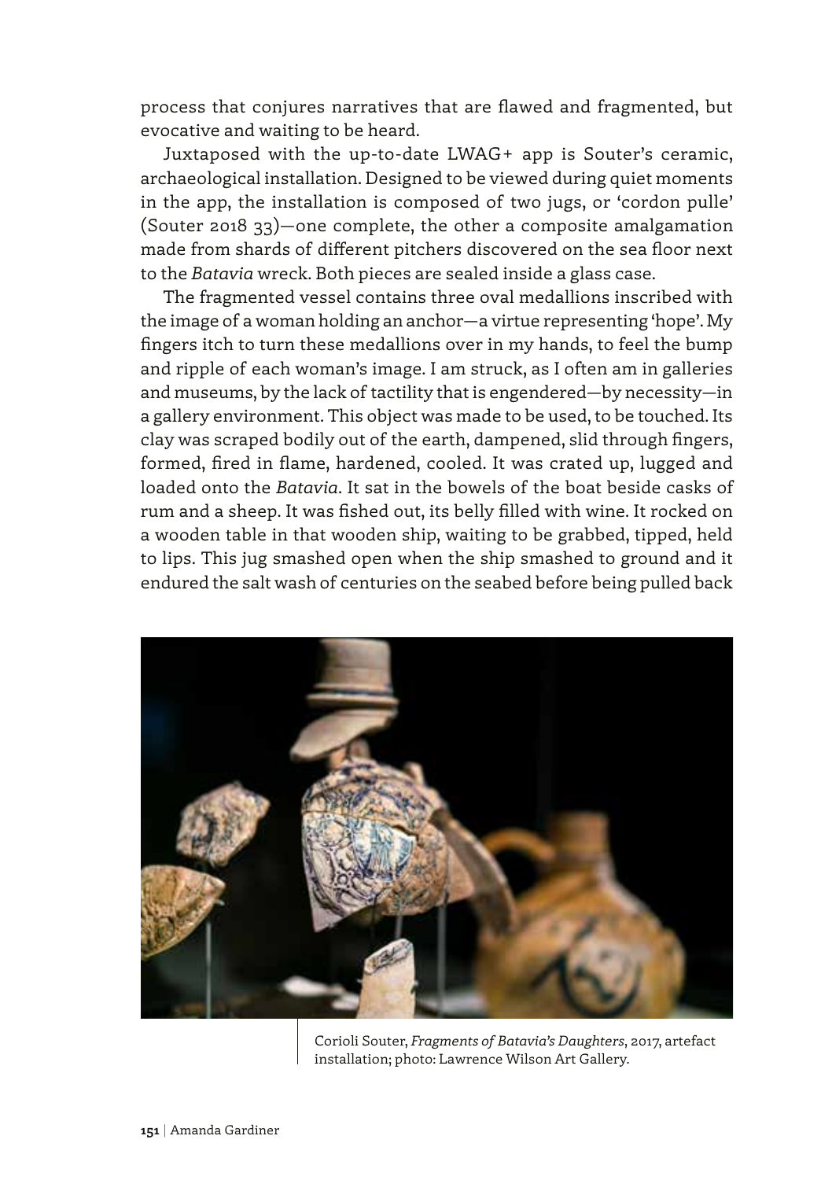process that conjures narratives that are flawed and fragmented, but evocative and waiting to be heard.

Juxtaposed with the up-to-date LWAG+ app is Souter's ceramic, archaeological installation. Designed to be viewed during quiet moments in the app, the installation is composed of two jugs, or 'cordon pulle' (Souter 2018 33)—one complete, the other a composite amalgamation made from shards of different pitchers discovered on the sea floor next to the *Batavia* wreck. Both pieces are sealed inside a glass case.

The fragmented vessel contains three oval medallions inscribed with the image of a woman holding an anchor—a virtue representing 'hope'. My fingers itch to turn these medallions over in my hands, to feel the bump and ripple of each woman's image. I am struck, as I often am in galleries and museums, by the lack of tactility that is engendered—by necessity—in a gallery environment. This object was made to be used, to be touched. Its clay was scraped bodily out of the earth, dampened, slid through fingers, formed, fired in flame, hardened, cooled. It was crated up, lugged and loaded onto the *Batavia*. It sat in the bowels of the boat beside casks of rum and a sheep. It was fished out, its belly filled with wine. It rocked on a wooden table in that wooden ship, waiting to be grabbed, tipped, held to lips. This jug smashed open when the ship smashed to ground and it endured the salt wash of centuries on the seabed before being pulled back

Corioli Souter, *Fragments of Batavia's Daughters*, 2017, artefact installation; photo: Lawrence Wilson Art Gallery.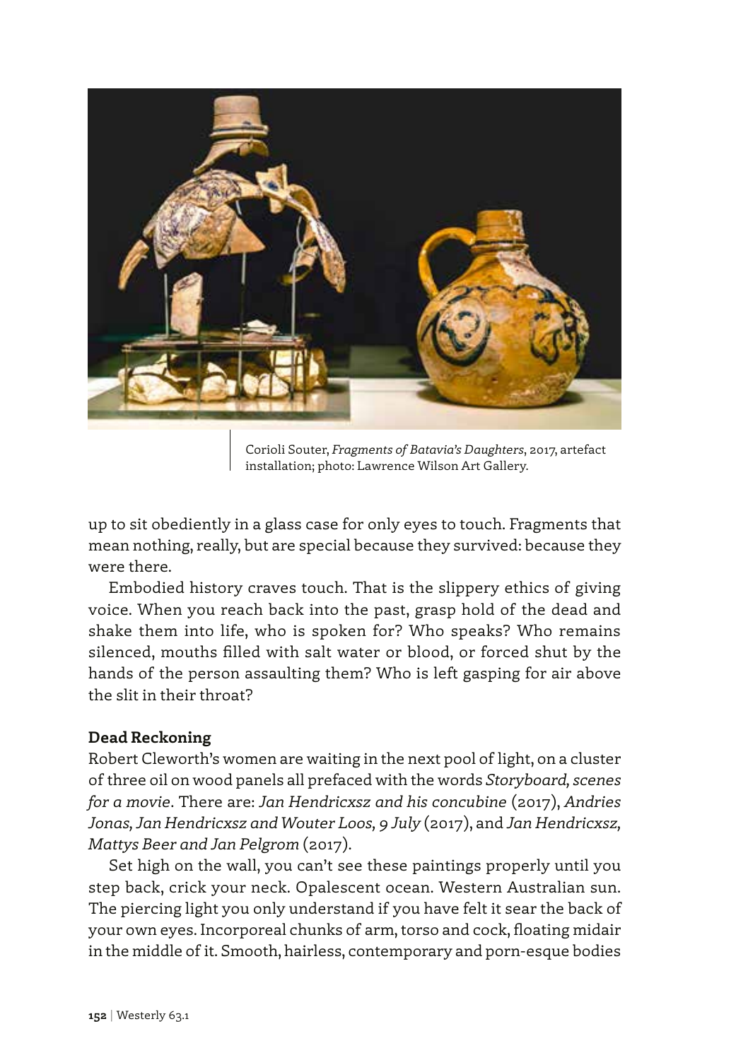Corioli Souter, *Fragments of Batavia's Daughters*, 2017, artefact installation; photo: Lawrence Wilson Art Gallery.

up to sit obediently in a glass case for only eyes to touch. Fragments that mean nothing, really, but are special because they survived: because they were there.

Embodied history craves touch. That is the slippery ethics of giving voice. When you reach back into the past, grasp hold of the dead and shake them into life, who is spoken for? Who speaks? Who remains silenced, mouths filled with salt water or blood, or forced shut by the hands of the person assaulting them? Who is left gasping for air above the slit in their throat?

**Dead Reckoning**

Robert Cleworth's women are waiting in the next pool of light, on a cluster of three oil on wood panels all prefaced with the words *Storyboard, scenes for a movie*. There are: *Jan Hendricxsz and his concubine* (2017), *Andries Jonas, Jan Hendricxsz and Wouter Loos, 9 July* (2017), and *Jan Hendricxsz, Mattys Beer and Jan Pelgrom* (2017).

Set high on the wall, you can't see these paintings properly until you step back, crick your neck. Opalescent ocean. Western Australian sun. The piercing light you only understand if you have felt it sear the back of your own eyes. Incorporeal chunks of arm, torso and cock, floating midair in the middle of it. Smooth, hairless, contemporary and porn-esque bodies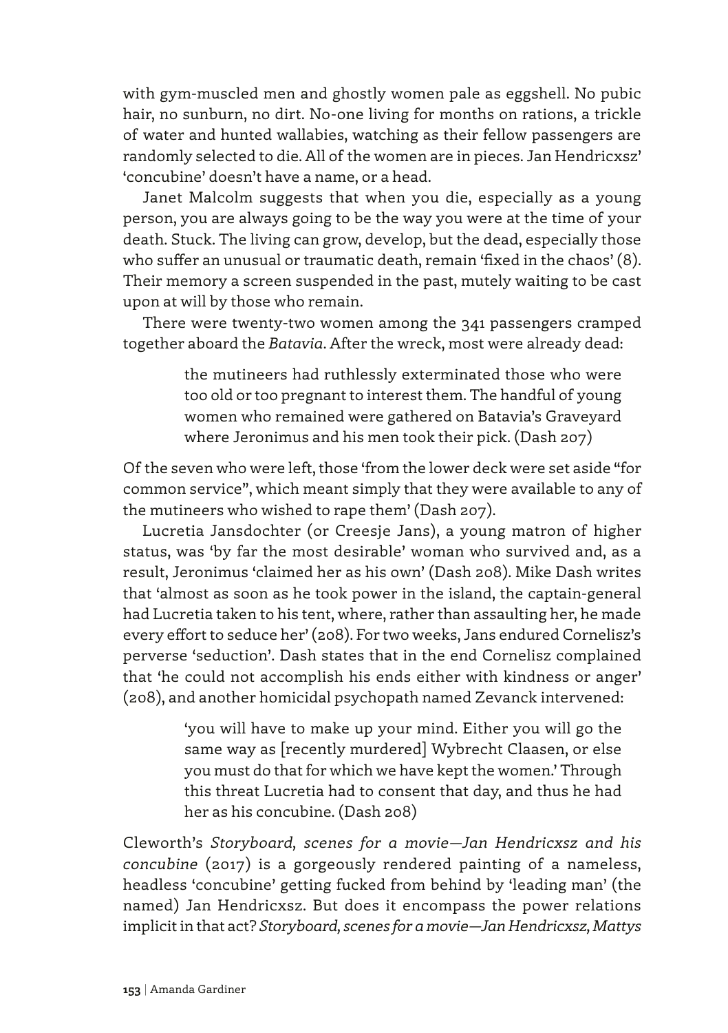with gym-muscled men and ghostly women pale as eggshell. No pubic hair, no sunburn, no dirt. No-one living for months on rations, a trickle of water and hunted wallabies, watching as their fellow passengers are randomly selected to die. All of the women are in pieces. Jan Hendricxsz' 'concubine' doesn't have a name, or a head.

Janet Malcolm suggests that when you die, especially as a young person, you are always going to be the way you were at the time of your death. Stuck. The living can grow, develop, but the dead, especially those who suffer an unusual or traumatic death, remain 'fixed in the chaos' (8). Their memory a screen suspended in the past, mutely waiting to be cast upon at will by those who remain.

There were twenty-two women among the 341 passengers cramped together aboard the *Batavia*. After the wreck, most were already dead:

> the mutineers had ruthlessly exterminated those who were too old or too pregnant to interest them. The handful of young women who remained were gathered on Batavia's Graveyard where Jeronimus and his men took their pick. (Dash 207)

Of the seven who were left, those 'from the lower deck were set aside "for common service", which meant simply that they were available to any of the mutineers who wished to rape them' (Dash 207).

Lucretia Jansdochter (or Creesje Jans), a young matron of higher status, was 'by far the most desirable' woman who survived and, as a result, Jeronimus 'claimed her as his own' (Dash 208). Mike Dash writes that 'almost as soon as he took power in the island, the captain-general had Lucretia taken to his tent, where, rather than assaulting her, he made every effort to seduce her' (208). For two weeks, Jans endured Cornelisz's perverse 'seduction'. Dash states that in the end Cornelisz complained that 'he could not accomplish his ends either with kindness or anger' (208), and another homicidal psychopath named Zevanck intervened:

> 'you will have to make up your mind. Either you will go the same way as [recently murdered] Wybrecht Claasen, or else you must do that for which we have kept the women.' Through this threat Lucretia had to consent that day, and thus he had her as his concubine. (Dash 208)

Cleworth's *Storyboard, scenes for a movie—Jan Hendricxsz and his concubine* (2017) is a gorgeously rendered painting of a nameless, headless 'concubine' getting fucked from behind by 'leading man' (the named) Jan Hendricxsz. But does it encompass the power relations implicit in that act? *Storyboard, scenes for a movie—Jan Hendricxsz, Mattys*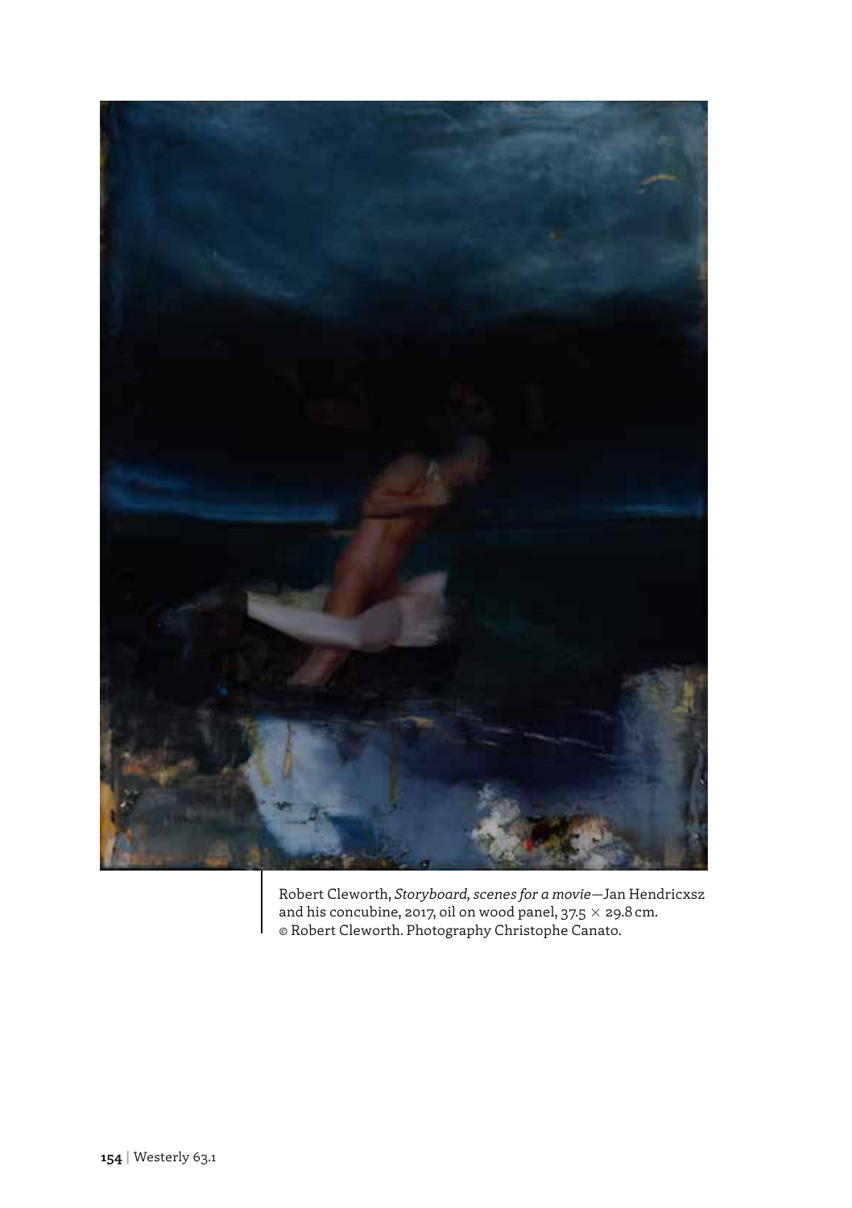Robert Cleworth, *Storyboard, scenes for a movie*—Jan Hendricxsz and his concubine, 2017, oil on wood panel, 37.5 × 29.8 cm. © Robert Cleworth. Photography Christophe Canato.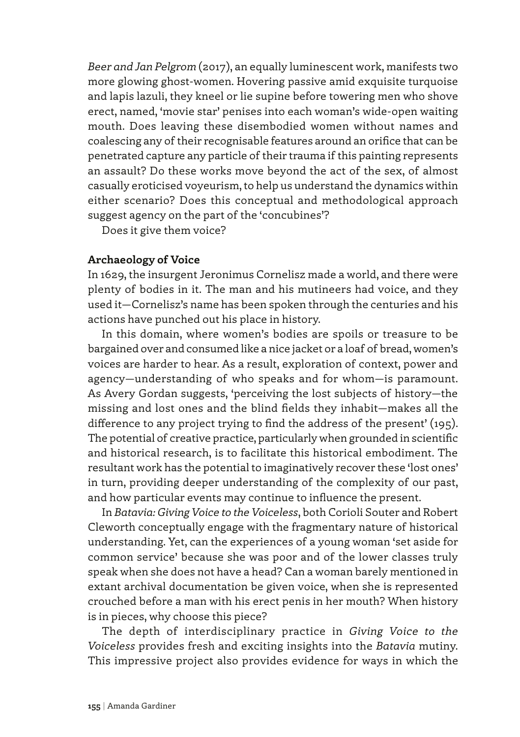*Beer and Jan Pelgrom* (2017), an equally luminescent work, manifests two more glowing ghost-women. Hovering passive amid exquisite turquoise and lapis lazuli, they kneel or lie supine before towering men who shove erect, named, 'movie star' penises into each woman's wide-open waiting mouth. Does leaving these disembodied women without names and coalescing any of their recognisable features around an orifice that can be penetrated capture any particle of their trauma if this painting represents an assault? Do these works move beyond the act of the sex, of almost casually eroticised voyeurism, to help us understand the dynamics within either scenario? Does this conceptual and methodological approach suggest agency on the part of the 'concubines'?

Does it give them voice?

**Archaeology of Voice**

In 1629, the insurgent Jeronimus Cornelisz made a world, and there were plenty of bodies in it. The man and his mutineers had voice, and they used it—Cornelisz's name has been spoken through the centuries and his actions have punched out his place in history.

In this domain, where women's bodies are spoils or treasure to be bargained over and consumed like a nice jacket or a loaf of bread, women's voices are harder to hear. As a result, exploration of context, power and agency—understanding of who speaks and for whom—is paramount. As Avery Gordan suggests, 'perceiving the lost subjects of history—the missing and lost ones and the blind fields they inhabit—makes all the difference to any project trying to find the address of the present' (195). The potential of creative practice, particularly when grounded in scientific and historical research, is to facilitate this historical embodiment. The resultant work has the potential to imaginatively recover these 'lost ones' in turn, providing deeper understanding of the complexity of our past, and how particular events may continue to influence the present.

In *Batavia: Giving Voice to the Voiceless*, both Corioli Souter and Robert Cleworth conceptually engage with the fragmentary nature of historical understanding. Yet, can the experiences of a young woman 'set aside for common service' because she was poor and of the lower classes truly speak when she does not have a head? Can a woman barely mentioned in extant archival documentation be given voice, when she is represented crouched before a man with his erect penis in her mouth? When history is in pieces, why choose this piece?

The depth of interdisciplinary practice in *Giving Voice to the Voiceless* provides fresh and exciting insights into the *Batavia* mutiny. This impressive project also provides evidence for ways in which the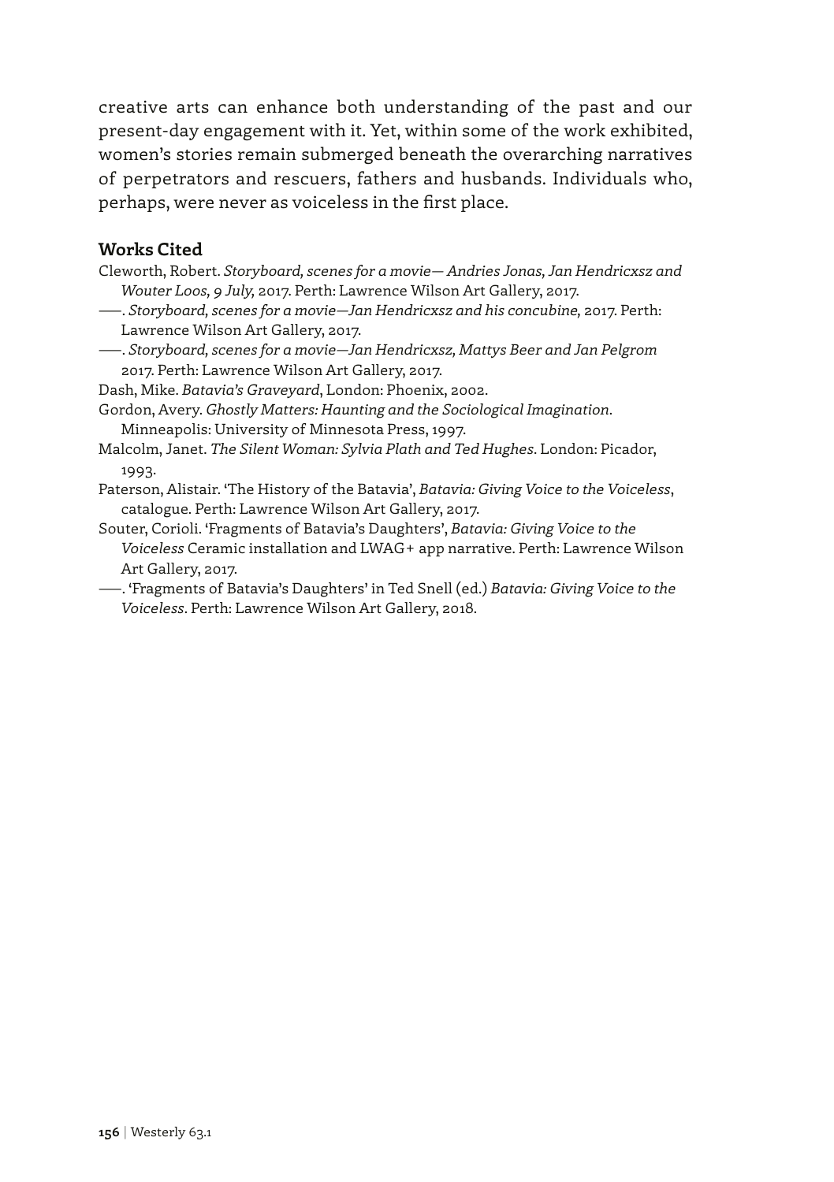creative arts can enhance both understanding of the past and our present-day engagement with it. Yet, within some of the work exhibited, women's stories remain submerged beneath the overarching narratives of perpetrators and rescuers, fathers and husbands. Individuals who, perhaps, were never as voiceless in the first place.

### Works Cited

Cleworth, Robert. *Storyboard, scenes for a movie— Andries Jonas, Jan Hendricxsz and Wouter Loos, 9 July,* 2017. Perth: Lawrence Wilson Art Gallery, 2017.

—. *Storyboard, scenes for a movie—Jan Hendricxsz and his concubine,* 2017. Perth: Lawrence Wilson Art Gallery, 2017.

—. *Storyboard, scenes for a movie—Jan Hendricxsz, Mattys Beer and Jan Pelgrom* 2017. Perth: Lawrence Wilson Art Gallery, 2017.

Dash, Mike. *Batavia's Graveyard*, London: Phoenix, 2002.

Gordon, Avery. *Ghostly Matters: Haunting and the Sociological Imagination*. Minneapolis: University of Minnesota Press, 1997.

Malcolm, Janet. *The Silent Woman: Sylvia Plath and Ted Hughes*. London: Picador, 1993.

Paterson, Alistair. 'The History of the Batavia', *Batavia: Giving Voice to the Voiceless*, catalogue. Perth: Lawrence Wilson Art Gallery, 2017.

Souter, Corioli. 'Fragments of Batavia's Daughters', *Batavia: Giving Voice to the Voiceless* Ceramic installation and LWAG+ app narrative. Perth: Lawrence Wilson Art Gallery, 2017.

—. 'Fragments of Batavia's Daughters' in Ted Snell (ed.) *Batavia: Giving Voice to the Voiceless*. Perth: Lawrence Wilson Art Gallery, 2018.